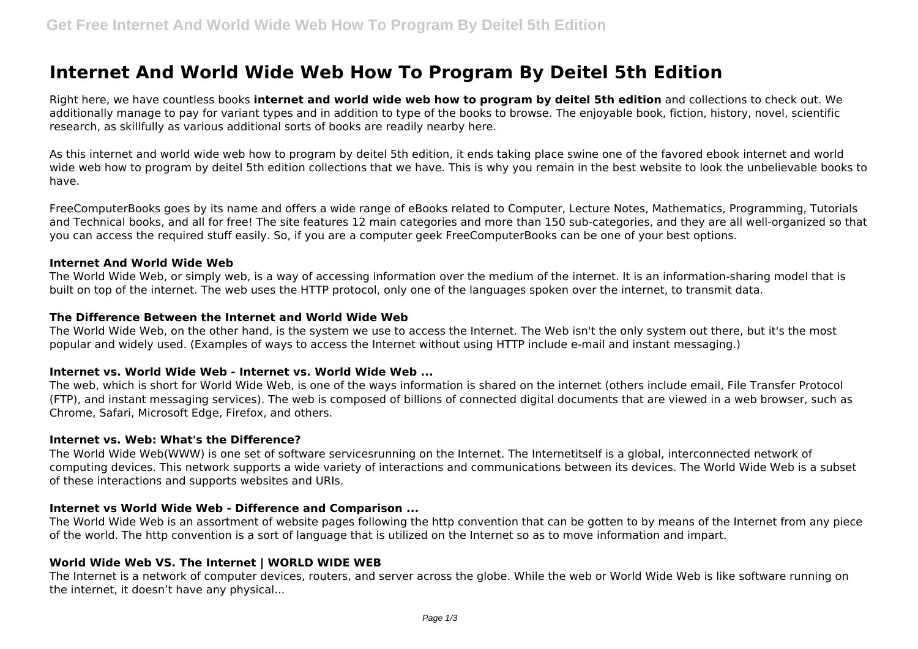# Internet And World Wide Web How To Program By Deitel 5th Edition

Right here, we have countless books **internet and world wide web how to program by deitel 5th edition** and collections to check out. We additionally manage to pay for variant types and in addition to type of the books to browse. The enjoyable book, fiction, history, novel, scientific research, as skillfully as various additional sorts of books are readily nearby here.

As this internet and world wide web how to program by deitel 5th edition, it ends taking place swine one of the favored ebook internet and world wide web how to program by deitel 5th edition collections that we have. This is why you remain in the best website to look the unbelievable books to have.

FreeComputerBooks goes by its name and offers a wide range of eBooks related to Computer, Lecture Notes, Mathematics, Programming, Tutorials and Technical books, and all for free! The site features 12 main categories and more than 150 sub-categories, and they are all well-organized so that you can access the required stuff easily. So, if you are a computer geek FreeComputerBooks can be one of your best options.

#### Internet And World Wide Web

The World Wide Web, or simply web, is a way of accessing information over the medium of the internet. It is an information-sharing model that is built on top of the internet. The web uses the HTTP protocol, only one of the languages spoken over the internet, to transmit data.

#### The Difference Between the Internet and World Wide Web

The World Wide Web, on the other hand, is the system we use to access the Internet. The Web isn't the only system out there, but it's the most popular and widely used. (Examples of ways to access the Internet without using HTTP include e-mail and instant messaging.)

#### Internet vs. World Wide Web - Internet vs. World Wide Web ...

The web, which is short for World Wide Web, is one of the ways information is shared on the internet (others include email, File Transfer Protocol (FTP), and instant messaging services). The web is composed of billions of connected digital documents that are viewed in a web browser, such as Chrome, Safari, Microsoft Edge, Firefox, and others.

#### Internet vs. Web: What's the Difference?

The World Wide Web(WWW) is one set of software servicesrunning on the Internet. The Internetitself is a global, interconnected network of computing devices. This network supports a wide variety of interactions and communications between its devices. The World Wide Web is a subset of these interactions and supports websites and URIs.

#### Internet vs World Wide Web - Difference and Comparison ...

The World Wide Web is an assortment of website pages following the http convention that can be gotten to by means of the Internet from any piece of the world. The http convention is a sort of language that is utilized on the Internet so as to move information and impart.

#### World Wide Web VS. The Internet | WORLD WIDE WEB

The Internet is a network of computer devices, routers, and server across the globe. While the web or World Wide Web is like software running on the internet, it doesn't have any physical...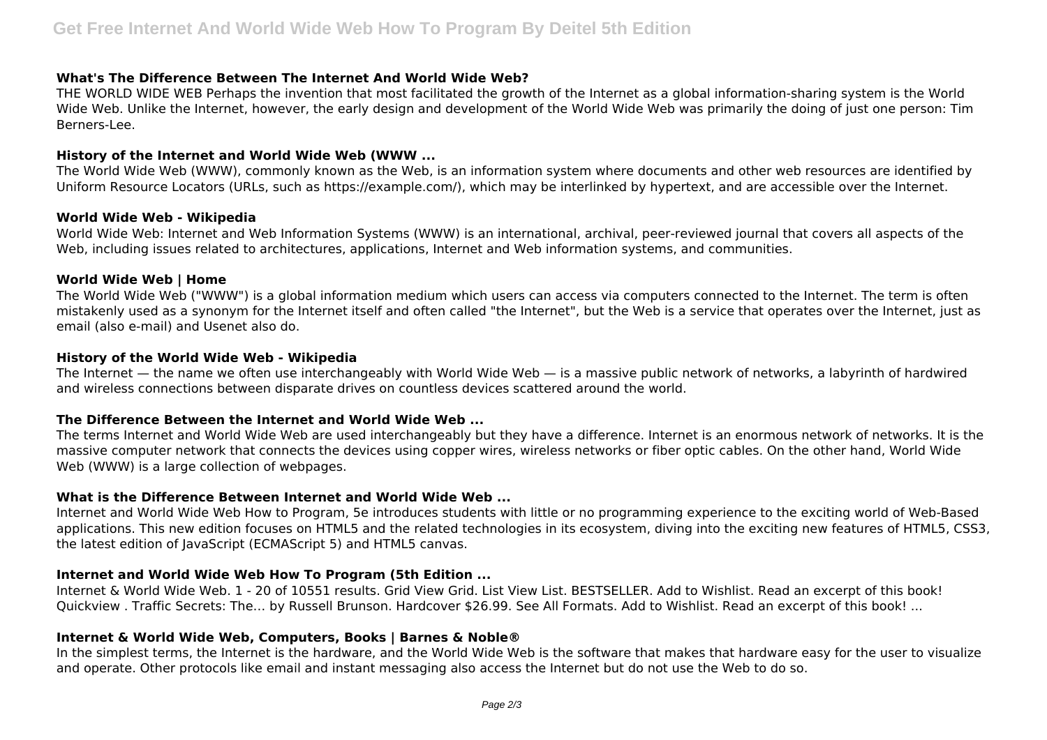### What's The Difference Between The Internet And World Wide Web?

THE WORLD WIDE WEB Perhaps the invention that most facilitated the growth of the Internet as a global information-sharing system is the World Wide Web. Unlike the Internet, however, the early design and development of the World Wide Web was primarily the doing of just one person: Tim Berners-Lee.

### History of the Internet and World Wide Web (WWW ...

The World Wide Web (WWW), commonly known as the Web, is an information system where documents and other web resources are identified by Uniform Resource Locators (URLs, such as https://example.com/), which may be interlinked by hypertext, and are accessible over the Internet.

### World Wide Web - Wikipedia

World Wide Web: Internet and Web Information Systems (WWW) is an international, archival, peer-reviewed journal that covers all aspects of the Web, including issues related to architectures, applications, Internet and Web information systems, and communities.

### World Wide Web | Home

The World Wide Web ("WWW") is a global information medium which users can access via computers connected to the Internet. The term is often mistakenly used as a synonym for the Internet itself and often called "the Internet", but the Web is a service that operates over the Internet, just as email (also e-mail) and Usenet also do.

### History of the World Wide Web - Wikipedia

The Internet — the name we often use interchangeably with World Wide Web — is a massive public network of networks, a labyrinth of hardwired and wireless connections between disparate drives on countless devices scattered around the world.

### The Difference Between the Internet and World Wide Web ...

The terms Internet and World Wide Web are used interchangeably but they have a difference. Internet is an enormous network of networks. It is the massive computer network that connects the devices using copper wires, wireless networks or fiber optic cables. On the other hand, World Wide Web (WWW) is a large collection of webpages.

### What is the Difference Between Internet and World Wide Web ...

Internet and World Wide Web How to Program, 5e introduces students with little or no programming experience to the exciting world of Web-Based applications. This new edition focuses on HTML5 and the related technologies in its ecosystem, diving into the exciting new features of HTML5, CSS3, the latest edition of JavaScript (ECMAScript 5) and HTML5 canvas.

### Internet and World Wide Web How To Program (5th Edition ...

Internet & World Wide Web. 1 - 20 of 10551 results. Grid View Grid. List View List. BESTSELLER. Add to Wishlist. Read an excerpt of this book! Quickview . Traffic Secrets: The… by Russell Brunson. Hardcover $26.99. See All Formats. Add to Wishlist. Read an excerpt of this book! ...

### Internet & World Wide Web, Computers, Books | Barnes & Noble®

In the simplest terms, the Internet is the hardware, and the World Wide Web is the software that makes that hardware easy for the user to visualize and operate. Other protocols like email and instant messaging also access the Internet but do not use the Web to do so.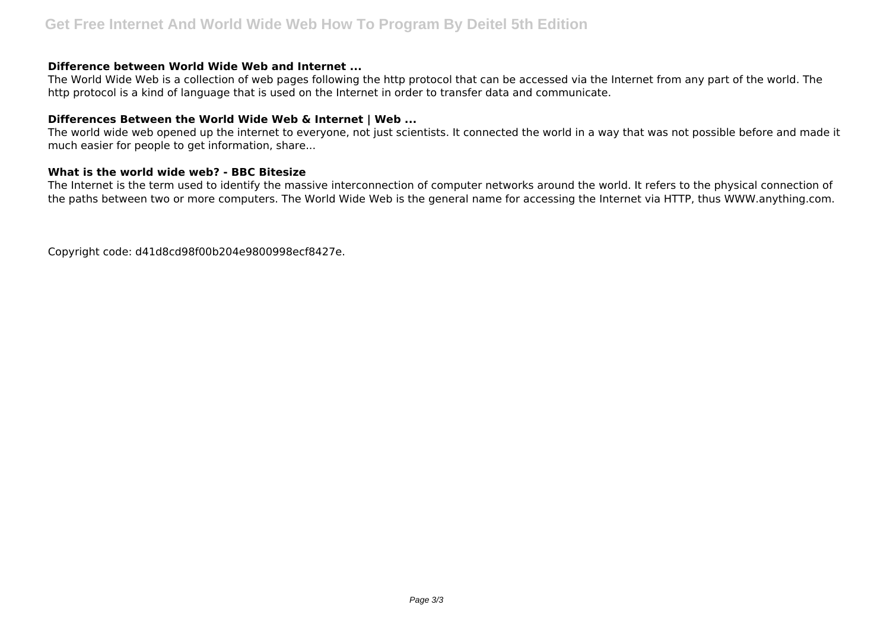**Difference between World Wide Web and Internet ...**

The World Wide Web is a collection of web pages following the http protocol that can be accessed via the Internet from any part of the world. The http protocol is a kind of language that is used on the Internet in order to transfer data and communicate.

**Differences Between the World Wide Web & Internet | Web ...**

The world wide web opened up the internet to everyone, not just scientists. It connected the world in a way that was not possible before and made it much easier for people to get information, share...

**What is the world wide web? - BBC Bitesize**

The Internet is the term used to identify the massive interconnection of computer networks around the world. It refers to the physical connection of the paths between two or more computers. The World Wide Web is the general name for accessing the Internet via HTTP, thus WWW.anything.com.

Copyright code: d41d8cd98f00b204e9800998ecf8427e.